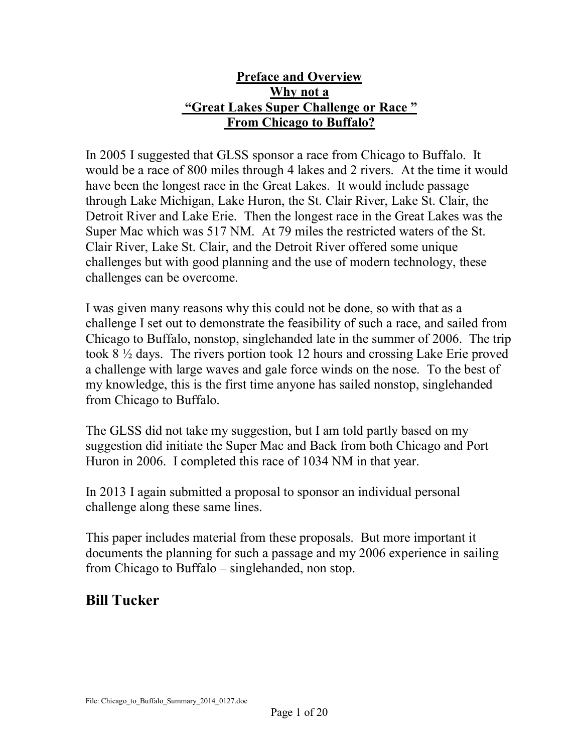# Preface and Overview
# Why not a
# "Great Lakes Super Challenge or Race "
# From Chicago to Buffalo?

In 2005 I suggested that GLSS sponsor a race from Chicago to Buffalo. It would be a race of 800 miles through 4 lakes and 2 rivers. At the time it would have been the longest race in the Great Lakes. It would include passage through Lake Michigan, Lake Huron, the St. Clair River, Lake St. Clair, the Detroit River and Lake Erie. Then the longest race in the Great Lakes was the Super Mac which was 517 NM. At 79 miles the restricted waters of the St. Clair River, Lake St. Clair, and the Detroit River offered some unique challenges but with good planning and the use of modern technology, these challenges can be overcome.

I was given many reasons why this could not be done, so with that as a challenge I set out to demonstrate the feasibility of such a race, and sailed from Chicago to Buffalo, nonstop, singlehanded late in the summer of 2006. The trip took 8 ½ days. The rivers portion took 12 hours and crossing Lake Erie proved a challenge with large waves and gale force winds on the nose. To the best of my knowledge, this is the first time anyone has sailed nonstop, singlehanded from Chicago to Buffalo.

The GLSS did not take my suggestion, but I am told partly based on my suggestion did initiate the Super Mac and Back from both Chicago and Port Huron in 2006. I completed this race of 1034 NM in that year.

In 2013 I again submitted a proposal to sponsor an individual personal challenge along these same lines.

This paper includes material from these proposals. But more important it documents the planning for such a passage and my 2006 experience in sailing from Chicago to Buffalo – singlehanded, non stop.

## Bill Tucker

File: Chicago_to_Buffalo_Summary_2014_0127.doc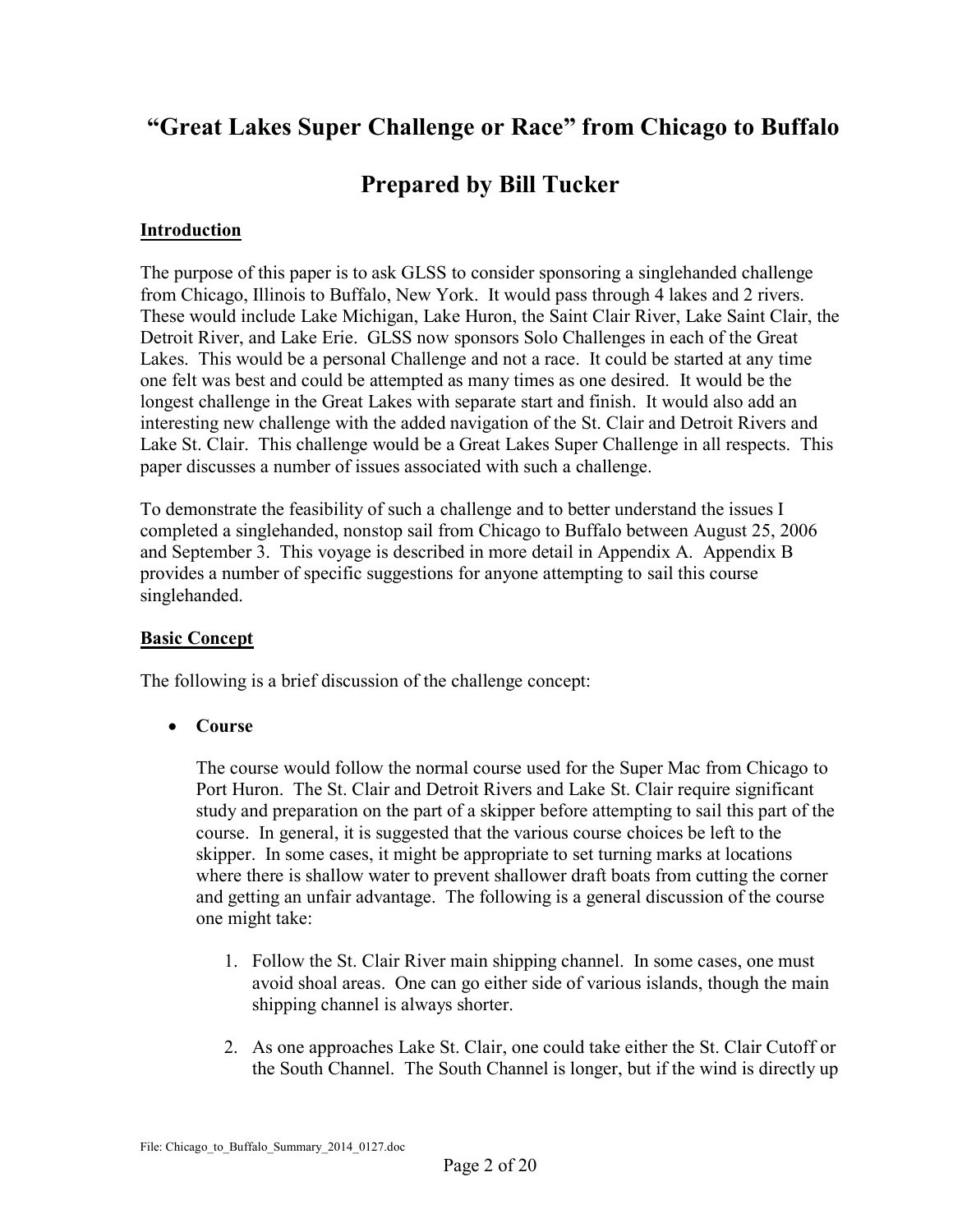# "Great Lakes Super Challenge or Race" from Chicago to Buffalo

# Prepared by Bill Tucker

## Introduction

The purpose of this paper is to ask GLSS to consider sponsoring a singlehanded challenge from Chicago, Illinois to Buffalo, New York. It would pass through 4 lakes and 2 rivers. These would include Lake Michigan, Lake Huron, the Saint Clair River, Lake Saint Clair, the Detroit River, and Lake Erie. GLSS now sponsors Solo Challenges in each of the Great Lakes. This would be a personal Challenge and not a race. It could be started at any time one felt was best and could be attempted as many times as one desired. It would be the longest challenge in the Great Lakes with separate start and finish. It would also add an interesting new challenge with the added navigation of the St. Clair and Detroit Rivers and Lake St. Clair. This challenge would be a Great Lakes Super Challenge in all respects. This paper discusses a number of issues associated with such a challenge.

To demonstrate the feasibility of such a challenge and to better understand the issues I completed a singlehanded, nonstop sail from Chicago to Buffalo between August 25, 2006 and September 3. This voyage is described in more detail in Appendix A. Appendix B provides a number of specific suggestions for anyone attempting to sail this course singlehanded.

## Basic Concept

The following is a brief discussion of the challenge concept:

- **Course**

  The course would follow the normal course used for the Super Mac from Chicago to Port Huron. The St. Clair and Detroit Rivers and Lake St. Clair require significant study and preparation on the part of a skipper before attempting to sail this part of the course. In general, it is suggested that the various course choices be left to the skipper. In some cases, it might be appropriate to set turning marks at locations where there is shallow water to prevent shallower draft boats from cutting the corner and getting an unfair advantage. The following is a general discussion of the course one might take:

  1. Follow the St. Clair River main shipping channel. In some cases, one must avoid shoal areas. One can go either side of various islands, though the main shipping channel is always shorter.

  2. As one approaches Lake St. Clair, one could take either the St. Clair Cutoff or the South Channel. The South Channel is longer, but if the wind is directly up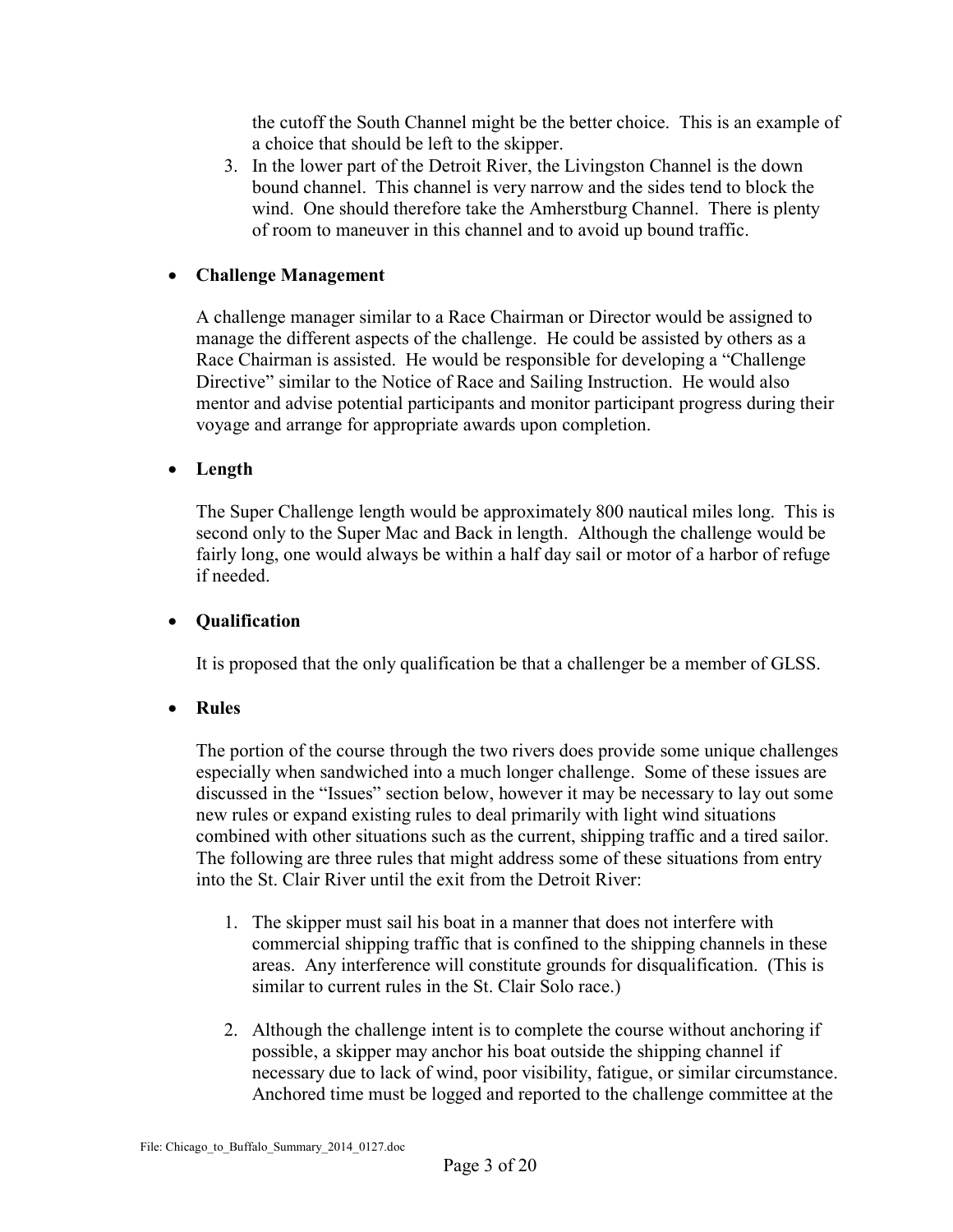the cutoff the South Channel might be the better choice. This is an example of a choice that should be left to the skipper.

3. In the lower part of the Detroit River, the Livingston Channel is the down bound channel. This channel is very narrow and the sides tend to block the wind. One should therefore take the Amherstburg Channel. There is plenty of room to maneuver in this channel and to avoid up bound traffic.

- **Challenge Management**

  A challenge manager similar to a Race Chairman or Director would be assigned to manage the different aspects of the challenge. He could be assisted by others as a Race Chairman is assisted. He would be responsible for developing a "Challenge Directive" similar to the Notice of Race and Sailing Instruction. He would also mentor and advise potential participants and monitor participant progress during their voyage and arrange for appropriate awards upon completion.

- **Length**

  The Super Challenge length would be approximately 800 nautical miles long. This is second only to the Super Mac and Back in length. Although the challenge would be fairly long, one would always be within a half day sail or motor of a harbor of refuge if needed.

- **Qualification**

  It is proposed that the only qualification be that a challenger be a member of GLSS.

- **Rules**

  The portion of the course through the two rivers does provide some unique challenges especially when sandwiched into a much longer challenge. Some of these issues are discussed in the "Issues" section below, however it may be necessary to lay out some new rules or expand existing rules to deal primarily with light wind situations combined with other situations such as the current, shipping traffic and a tired sailor. The following are three rules that might address some of these situations from entry into the St. Clair River until the exit from the Detroit River:

  1. The skipper must sail his boat in a manner that does not interfere with commercial shipping traffic that is confined to the shipping channels in these areas. Any interference will constitute grounds for disqualification. (This is similar to current rules in the St. Clair Solo race.)

  2. Although the challenge intent is to complete the course without anchoring if possible, a skipper may anchor his boat outside the shipping channel if necessary due to lack of wind, poor visibility, fatigue, or similar circumstance. Anchored time must be logged and reported to the challenge committee at the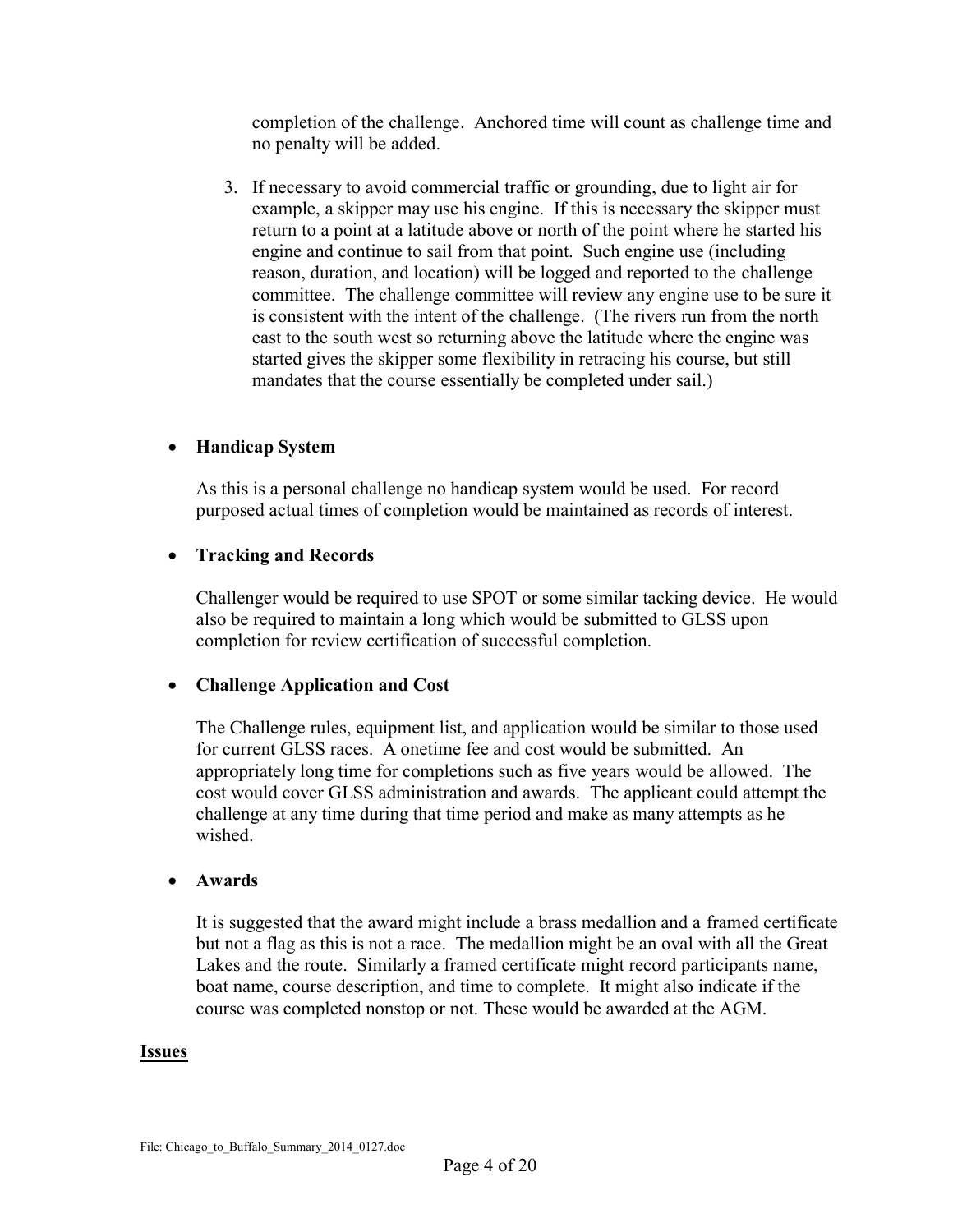completion of the challenge. Anchored time will count as challenge time and no penalty will be added.

3. If necessary to avoid commercial traffic or grounding, due to light air for example, a skipper may use his engine. If this is necessary the skipper must return to a point at a latitude above or north of the point where he started his engine and continue to sail from that point. Such engine use (including reason, duration, and location) will be logged and reported to the challenge committee. The challenge committee will review any engine use to be sure it is consistent with the intent of the challenge. (The rivers run from the north east to the south west so returning above the latitude where the engine was started gives the skipper some flexibility in retracing his course, but still mandates that the course essentially be completed under sail.)

- **Handicap System**

  As this is a personal challenge no handicap system would be used. For record purposed actual times of completion would be maintained as records of interest.

- **Tracking and Records**

  Challenger would be required to use SPOT or some similar tacking device. He would also be required to maintain a long which would be submitted to GLSS upon completion for review certification of successful completion.

- **Challenge Application and Cost**

  The Challenge rules, equipment list, and application would be similar to those used for current GLSS races. A onetime fee and cost would be submitted. An appropriately long time for completions such as five years would be allowed. The cost would cover GLSS administration and awards. The applicant could attempt the challenge at any time during that time period and make as many attempts as he wished.

- **Awards**

  It is suggested that the award might include a brass medallion and a framed certificate but not a flag as this is not a race. The medallion might be an oval with all the Great Lakes and the route. Similarly a framed certificate might record participants name, boat name, course description, and time to complete. It might also indicate if the course was completed nonstop or not. These would be awarded at the AGM.

**Issues**

File: Chicago_to_Buffalo_Summary_2014_0127.doc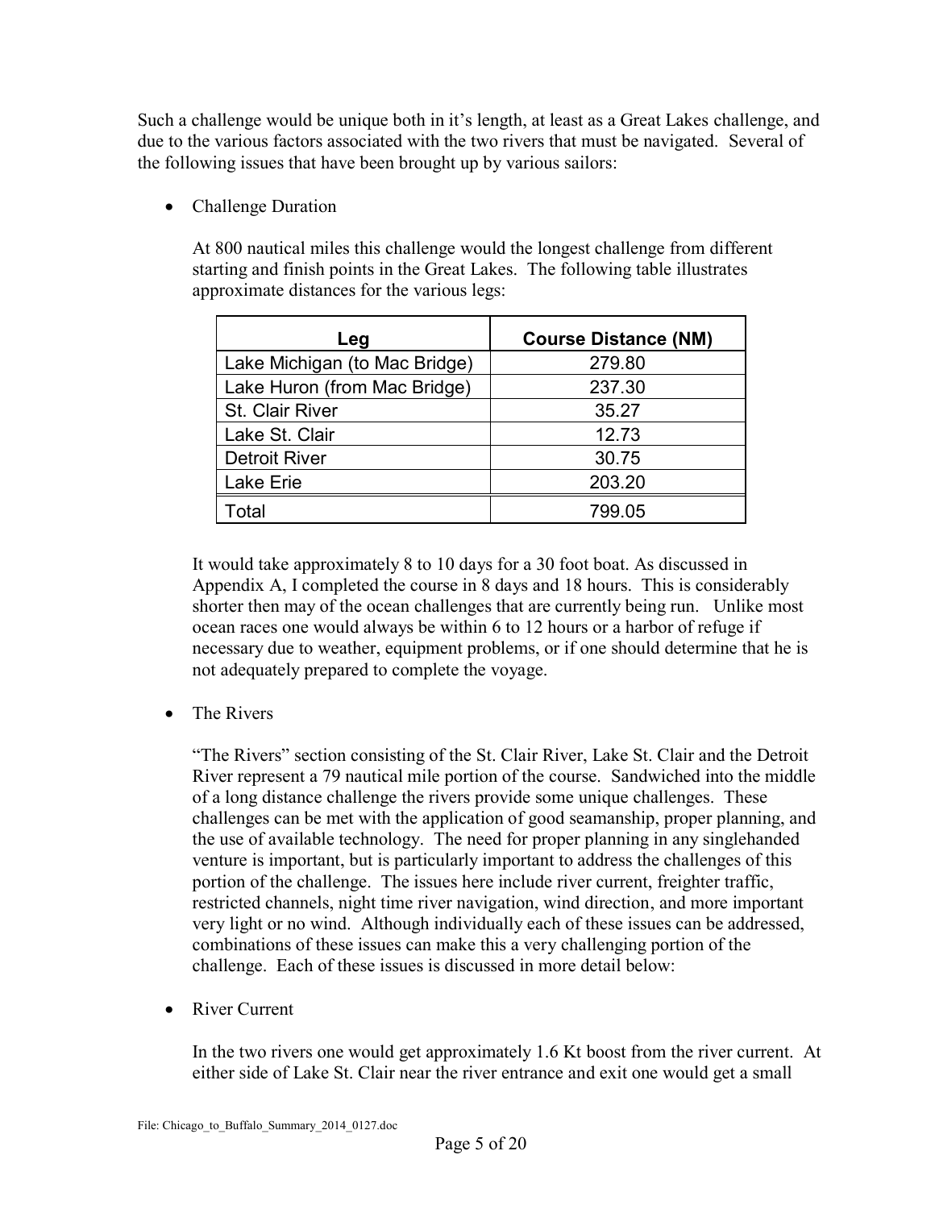Such a challenge would be unique both in it's length, at least as a Great Lakes challenge, and due to the various factors associated with the two rivers that must be navigated. Several of the following issues that have been brought up by various sailors:

- Challenge Duration

  At 800 nautical miles this challenge would the longest challenge from different starting and finish points in the Great Lakes. The following table illustrates approximate distances for the various legs:

| Leg | Course Distance (NM) |
|---|---|
| Lake Michigan (to Mac Bridge) | 279.80 |
| Lake Huron (from Mac Bridge) | 237.30 |
| St. Clair River | 35.27 |
| Lake St. Clair | 12.73 |
| Detroit River | 30.75 |
| Lake Erie | 203.20 |
| Total | 799.05 |

  It would take approximately 8 to 10 days for a 30 foot boat. As discussed in Appendix A, I completed the course in 8 days and 18 hours. This is considerably shorter then may of the ocean challenges that are currently being run. Unlike most ocean races one would always be within 6 to 12 hours or a harbor of refuge if necessary due to weather, equipment problems, or if one should determine that he is not adequately prepared to complete the voyage.

- The Rivers

  "The Rivers" section consisting of the St. Clair River, Lake St. Clair and the Detroit River represent a 79 nautical mile portion of the course. Sandwiched into the middle of a long distance challenge the rivers provide some unique challenges. These challenges can be met with the application of good seamanship, proper planning, and the use of available technology. The need for proper planning in any singlehanded venture is important, but is particularly important to address the challenges of this portion of the challenge. The issues here include river current, freighter traffic, restricted channels, night time river navigation, wind direction, and more important very light or no wind. Although individually each of these issues can be addressed, combinations of these issues can make this a very challenging portion of the challenge. Each of these issues is discussed in more detail below:

- River Current

  In the two rivers one would get approximately 1.6 Kt boost from the river current. At either side of Lake St. Clair near the river entrance and exit one would get a small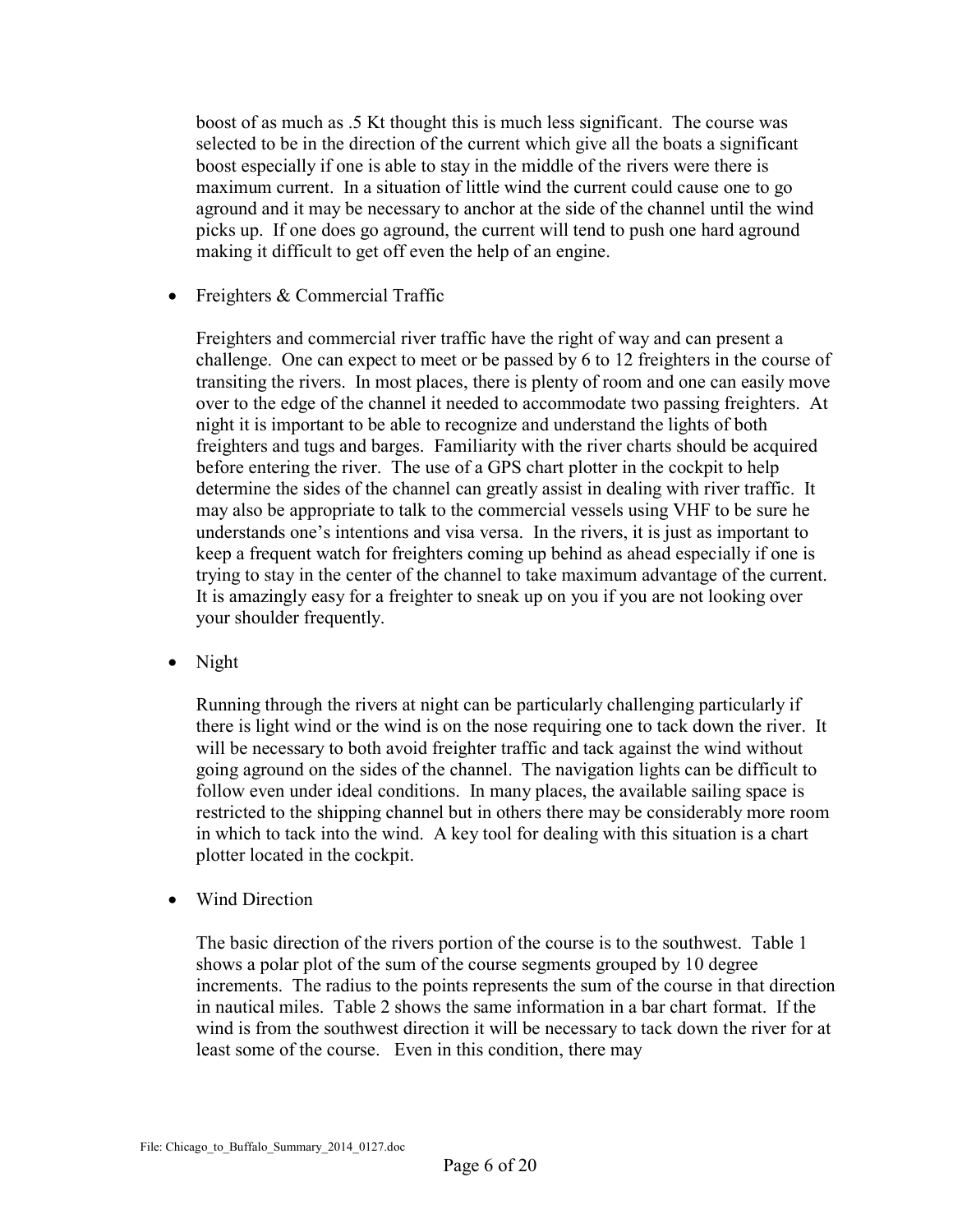boost of as much as .5 Kt thought this is much less significant. The course was selected to be in the direction of the current which give all the boats a significant boost especially if one is able to stay in the middle of the rivers were there is maximum current. In a situation of little wind the current could cause one to go aground and it may be necessary to anchor at the side of the channel until the wind picks up. If one does go aground, the current will tend to push one hard aground making it difficult to get off even the help of an engine.

- Freighters & Commercial Traffic

  Freighters and commercial river traffic have the right of way and can present a challenge. One can expect to meet or be passed by 6 to 12 freighters in the course of transiting the rivers. In most places, there is plenty of room and one can easily move over to the edge of the channel it needed to accommodate two passing freighters. At night it is important to be able to recognize and understand the lights of both freighters and tugs and barges. Familiarity with the river charts should be acquired before entering the river. The use of a GPS chart plotter in the cockpit to help determine the sides of the channel can greatly assist in dealing with river traffic. It may also be appropriate to talk to the commercial vessels using VHF to be sure he understands one's intentions and visa versa. In the rivers, it is just as important to keep a frequent watch for freighters coming up behind as ahead especially if one is trying to stay in the center of the channel to take maximum advantage of the current. It is amazingly easy for a freighter to sneak up on you if you are not looking over your shoulder frequently.

- Night

  Running through the rivers at night can be particularly challenging particularly if there is light wind or the wind is on the nose requiring one to tack down the river. It will be necessary to both avoid freighter traffic and tack against the wind without going aground on the sides of the channel. The navigation lights can be difficult to follow even under ideal conditions. In many places, the available sailing space is restricted to the shipping channel but in others there may be considerably more room in which to tack into the wind. A key tool for dealing with this situation is a chart plotter located in the cockpit.

- Wind Direction

  The basic direction of the rivers portion of the course is to the southwest. Table 1 shows a polar plot of the sum of the course segments grouped by 10 degree increments. The radius to the points represents the sum of the course in that direction in nautical miles. Table 2 shows the same information in a bar chart format. If the wind is from the southwest direction it will be necessary to tack down the river for at least some of the course. Even in this condition, there may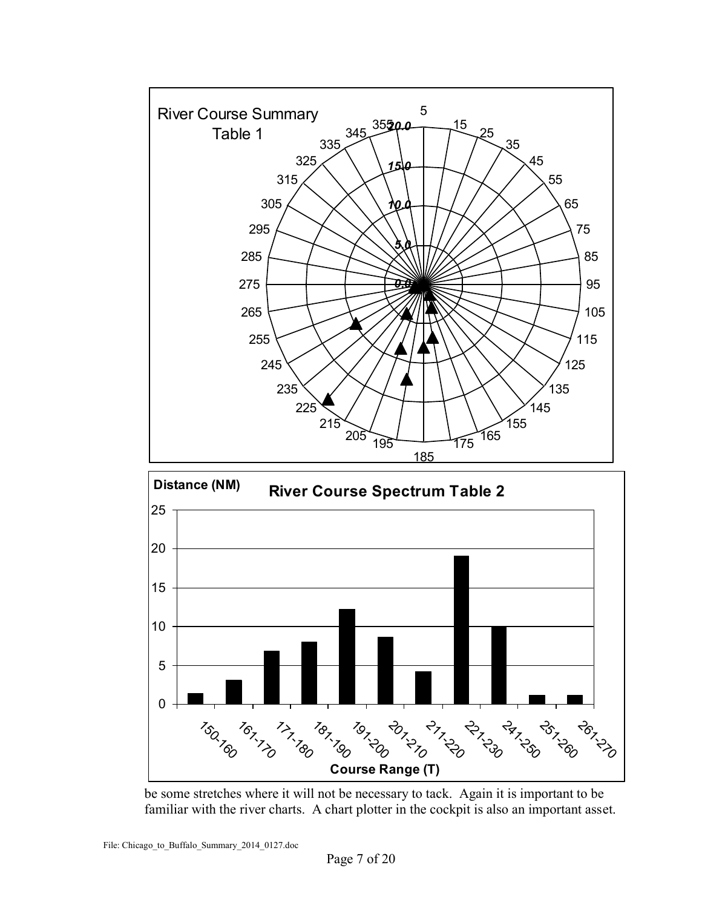River Course Summary
Table 1

Distance (NM)

**River Course Spectrum Table 2**

Course Range (T)

be some stretches where it will not be necessary to tack. Again it is important to be familiar with the river charts. A chart plotter in the cockpit is also an important asset.

File: Chicago_to_Buffalo_Summary_2014_0127.doc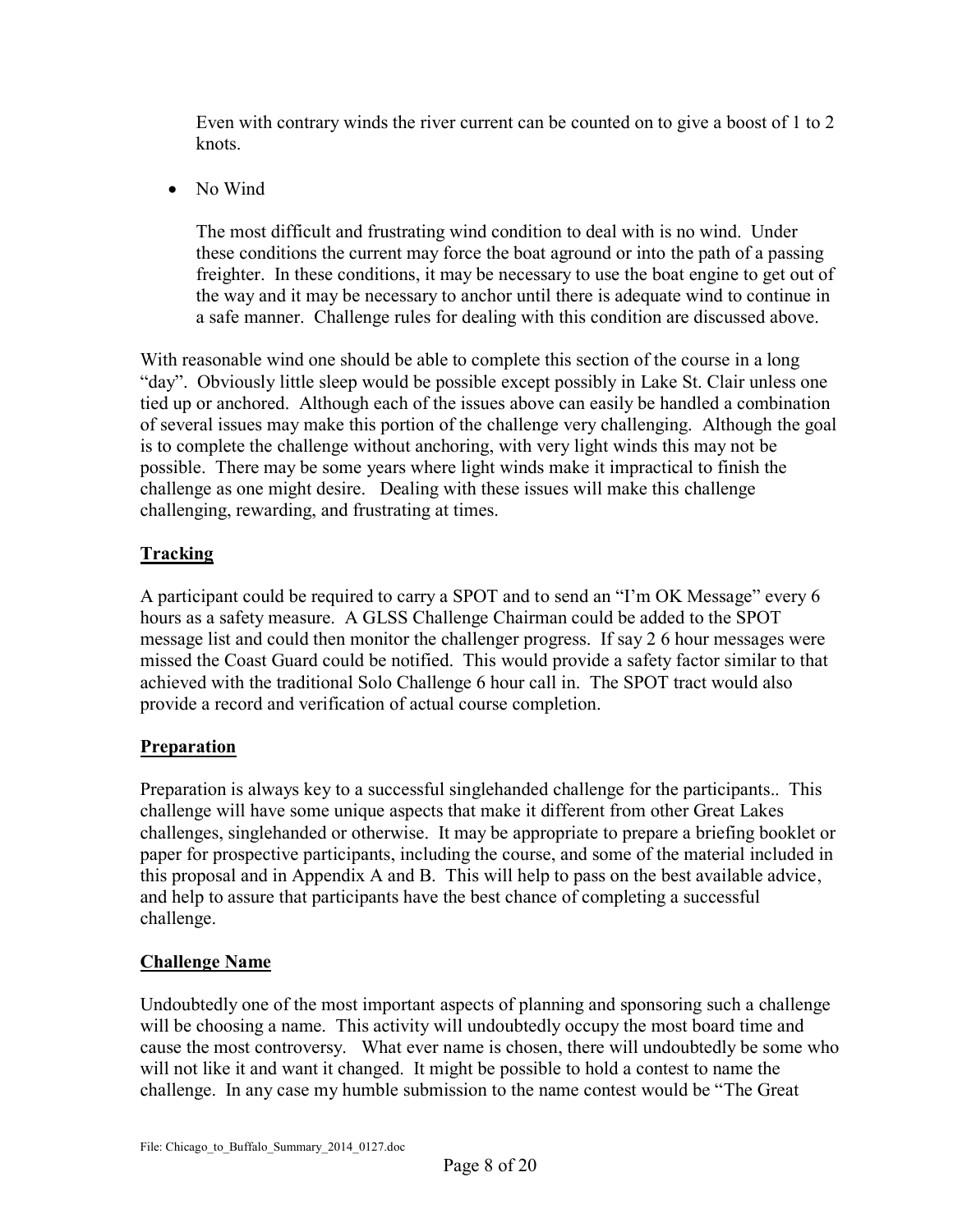Even with contrary winds the river current can be counted on to give a boost of 1 to 2 knots.

- No Wind

  The most difficult and frustrating wind condition to deal with is no wind. Under these conditions the current may force the boat aground or into the path of a passing freighter. In these conditions, it may be necessary to use the boat engine to get out of the way and it may be necessary to anchor until there is adequate wind to continue in a safe manner. Challenge rules for dealing with this condition are discussed above.

With reasonable wind one should be able to complete this section of the course in a long "day". Obviously little sleep would be possible except possibly in Lake St. Clair unless one tied up or anchored. Although each of the issues above can easily be handled a combination of several issues may make this portion of the challenge very challenging. Although the goal is to complete the challenge without anchoring, with very light winds this may not be possible. There may be some years where light winds make it impractical to finish the challenge as one might desire. Dealing with these issues will make this challenge challenging, rewarding, and frustrating at times.

## Tracking

A participant could be required to carry a SPOT and to send an "I'm OK Message" every 6 hours as a safety measure. A GLSS Challenge Chairman could be added to the SPOT message list and could then monitor the challenger progress. If say 2 6 hour messages were missed the Coast Guard could be notified. This would provide a safety factor similar to that achieved with the traditional Solo Challenge 6 hour call in. The SPOT tract would also provide a record and verification of actual course completion.

## Preparation

Preparation is always key to a successful singlehanded challenge for the participants.. This challenge will have some unique aspects that make it different from other Great Lakes challenges, singlehanded or otherwise. It may be appropriate to prepare a briefing booklet or paper for prospective participants, including the course, and some of the material included in this proposal and in Appendix A and B. This will help to pass on the best available advice, and help to assure that participants have the best chance of completing a successful challenge.

## Challenge Name

Undoubtedly one of the most important aspects of planning and sponsoring such a challenge will be choosing a name. This activity will undoubtedly occupy the most board time and cause the most controversy. What ever name is chosen, there will undoubtedly be some who will not like it and want it changed. It might be possible to hold a contest to name the challenge. In any case my humble submission to the name contest would be "The Great

File: Chicago_to_Buffalo_Summary_2014_0127.doc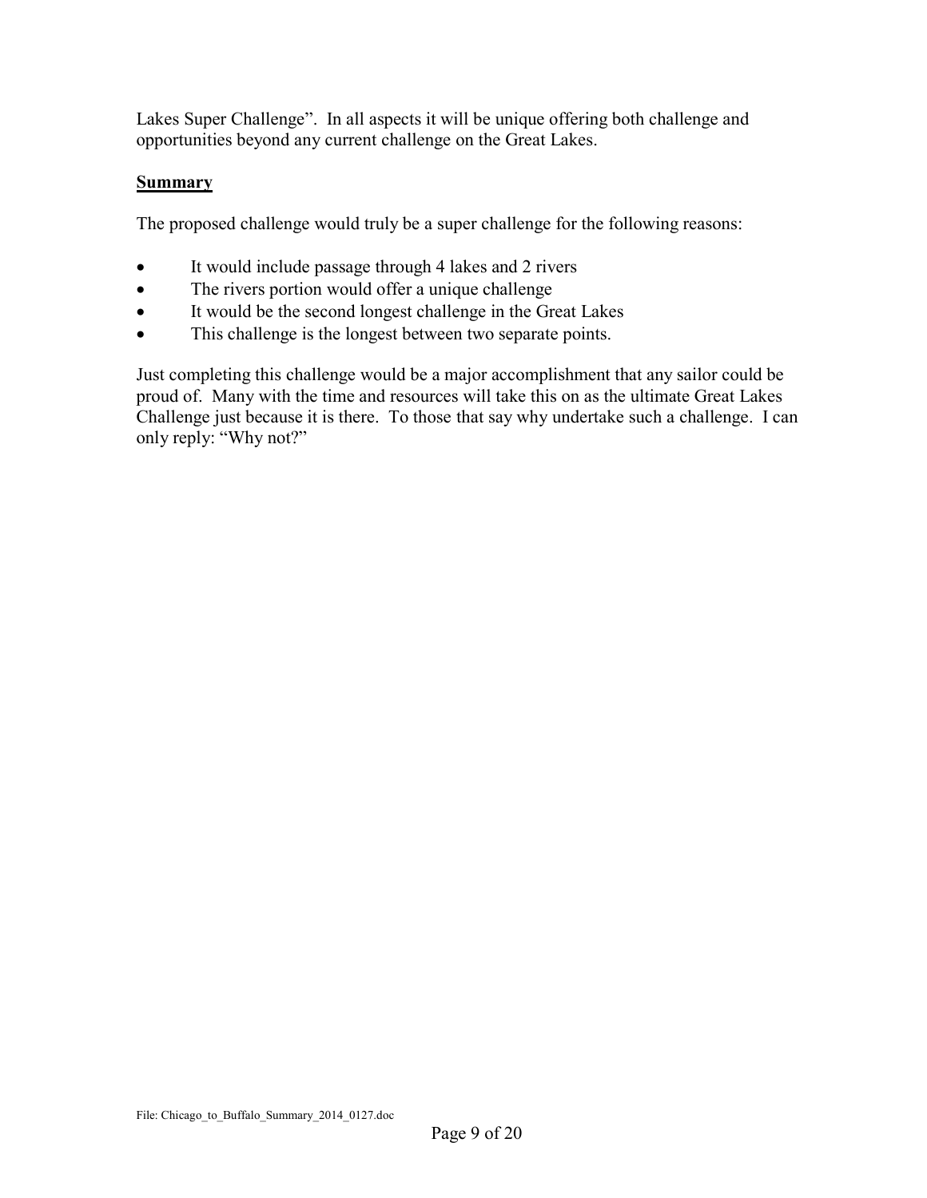Lakes Super Challenge". In all aspects it will be unique offering both challenge and opportunities beyond any current challenge on the Great Lakes.

## Summary

The proposed challenge would truly be a super challenge for the following reasons:

- It would include passage through 4 lakes and 2 rivers
- The rivers portion would offer a unique challenge
- It would be the second longest challenge in the Great Lakes
- This challenge is the longest between two separate points.

Just completing this challenge would be a major accomplishment that any sailor could be proud of. Many with the time and resources will take this on as the ultimate Great Lakes Challenge just because it is there. To those that say why undertake such a challenge. I can only reply: "Why not?"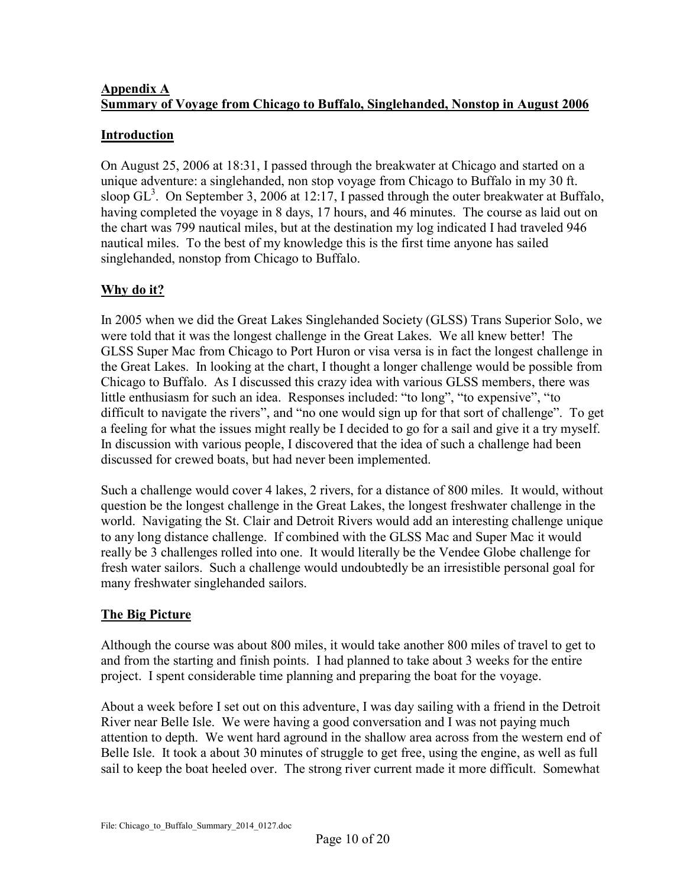**Appendix A**
**Summary of Voyage from Chicago to Buffalo, Singlehanded, Nonstop in August 2006**

## Introduction

On August 25, 2006 at 18:31, I passed through the breakwater at Chicago and started on a unique adventure: a singlehanded, non stop voyage from Chicago to Buffalo in my 30 ft. sloop $GL^3$. On September 3, 2006 at 12:17, I passed through the outer breakwater at Buffalo, having completed the voyage in 8 days, 17 hours, and 46 minutes. The course as laid out on the chart was 799 nautical miles, but at the destination my log indicated I had traveled 946 nautical miles. To the best of my knowledge this is the first time anyone has sailed singlehanded, nonstop from Chicago to Buffalo.

## Why do it?

In 2005 when we did the Great Lakes Singlehanded Society (GLSS) Trans Superior Solo, we were told that it was the longest challenge in the Great Lakes. We all knew better! The GLSS Super Mac from Chicago to Port Huron or visa versa is in fact the longest challenge in the Great Lakes. In looking at the chart, I thought a longer challenge would be possible from Chicago to Buffalo. As I discussed this crazy idea with various GLSS members, there was little enthusiasm for such an idea. Responses included: "to long", "to expensive", "to difficult to navigate the rivers", and "no one would sign up for that sort of challenge". To get a feeling for what the issues might really be I decided to go for a sail and give it a try myself. In discussion with various people, I discovered that the idea of such a challenge had been discussed for crewed boats, but had never been implemented.

Such a challenge would cover 4 lakes, 2 rivers, for a distance of 800 miles. It would, without question be the longest challenge in the Great Lakes, the longest freshwater challenge in the world. Navigating the St. Clair and Detroit Rivers would add an interesting challenge unique to any long distance challenge. If combined with the GLSS Mac and Super Mac it would really be 3 challenges rolled into one. It would literally be the Vendee Globe challenge for fresh water sailors. Such a challenge would undoubtedly be an irresistible personal goal for many freshwater singlehanded sailors.

## The Big Picture

Although the course was about 800 miles, it would take another 800 miles of travel to get to and from the starting and finish points. I had planned to take about 3 weeks for the entire project. I spent considerable time planning and preparing the boat for the voyage.

About a week before I set out on this adventure, I was day sailing with a friend in the Detroit River near Belle Isle. We were having a good conversation and I was not paying much attention to depth. We went hard aground in the shallow area across from the western end of Belle Isle. It took a about 30 minutes of struggle to get free, using the engine, as well as full sail to keep the boat heeled over. The strong river current made it more difficult. Somewhat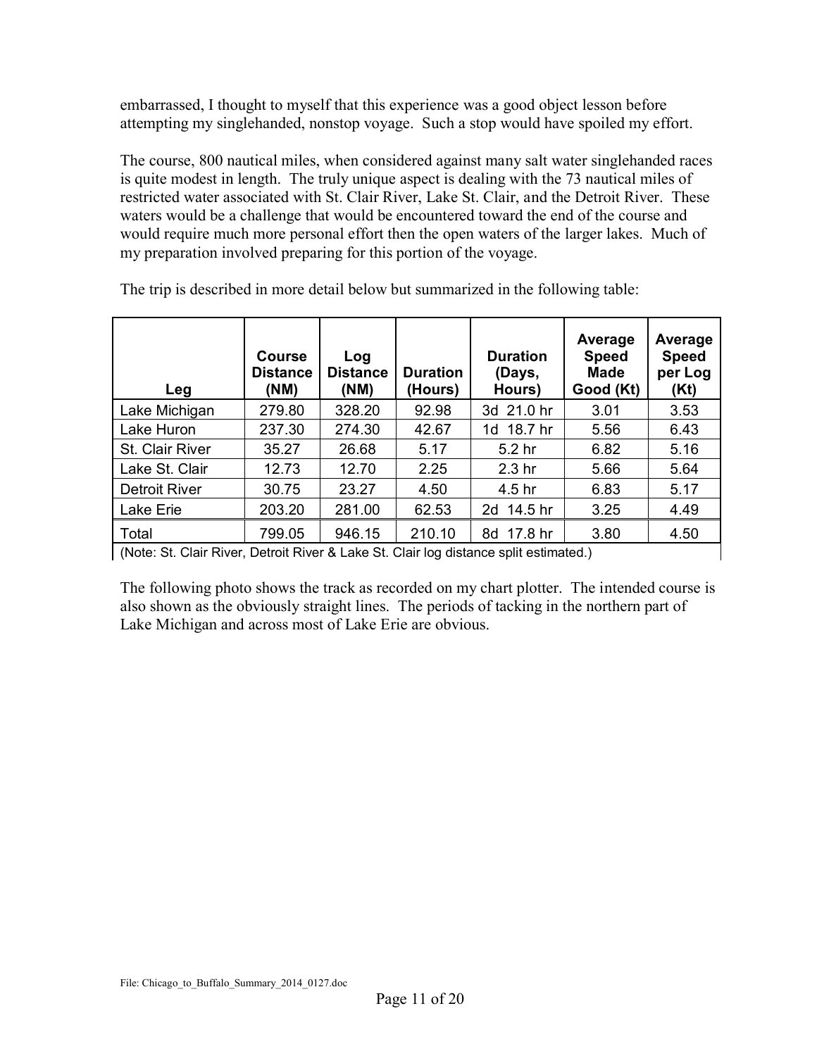embarrassed, I thought to myself that this experience was a good object lesson before attempting my singlehanded, nonstop voyage. Such a stop would have spoiled my effort.

The course, 800 nautical miles, when considered against many salt water singlehanded races is quite modest in length. The truly unique aspect is dealing with the 73 nautical miles of restricted water associated with St. Clair River, Lake St. Clair, and the Detroit River. These waters would be a challenge that would be encountered toward the end of the course and would require much more personal effort then the open waters of the larger lakes. Much of my preparation involved preparing for this portion of the voyage.

The trip is described in more detail below but summarized in the following table:

| Leg | Course Distance (NM) | Log Distance (NM) | Duration (Hours) | Duration (Days, Hours) | Average Speed Made Good (Kt) | Average Speed per Log (Kt) |
|---|---|---|---|---|---|---|
| Lake Michigan | 279.80 | 328.20 | 92.98 | 3d 21.0 hr | 3.01 | 3.53 |
| Lake Huron | 237.30 | 274.30 | 42.67 | 1d 18.7 hr | 5.56 | 6.43 |
| St. Clair River | 35.27 | 26.68 | 5.17 | 5.2 hr | 6.82 | 5.16 |
| Lake St. Clair | 12.73 | 12.70 | 2.25 | 2.3 hr | 5.66 | 5.64 |
| Detroit River | 30.75 | 23.27 | 4.50 | 4.5 hr | 6.83 | 5.17 |
| Lake Erie | 203.20 | 281.00 | 62.53 | 2d 14.5 hr | 3.25 | 4.49 |
| Total | 799.05 | 946.15 | 210.10 | 8d 17.8 hr | 3.80 | 4.50 |

(Note: St. Clair River, Detroit River & Lake St. Clair log distance split estimated.)

The following photo shows the track as recorded on my chart plotter. The intended course is also shown as the obviously straight lines. The periods of tacking in the northern part of Lake Michigan and across most of Lake Erie are obvious.

File: Chicago_to_Buffalo_Summary_2014_0127.doc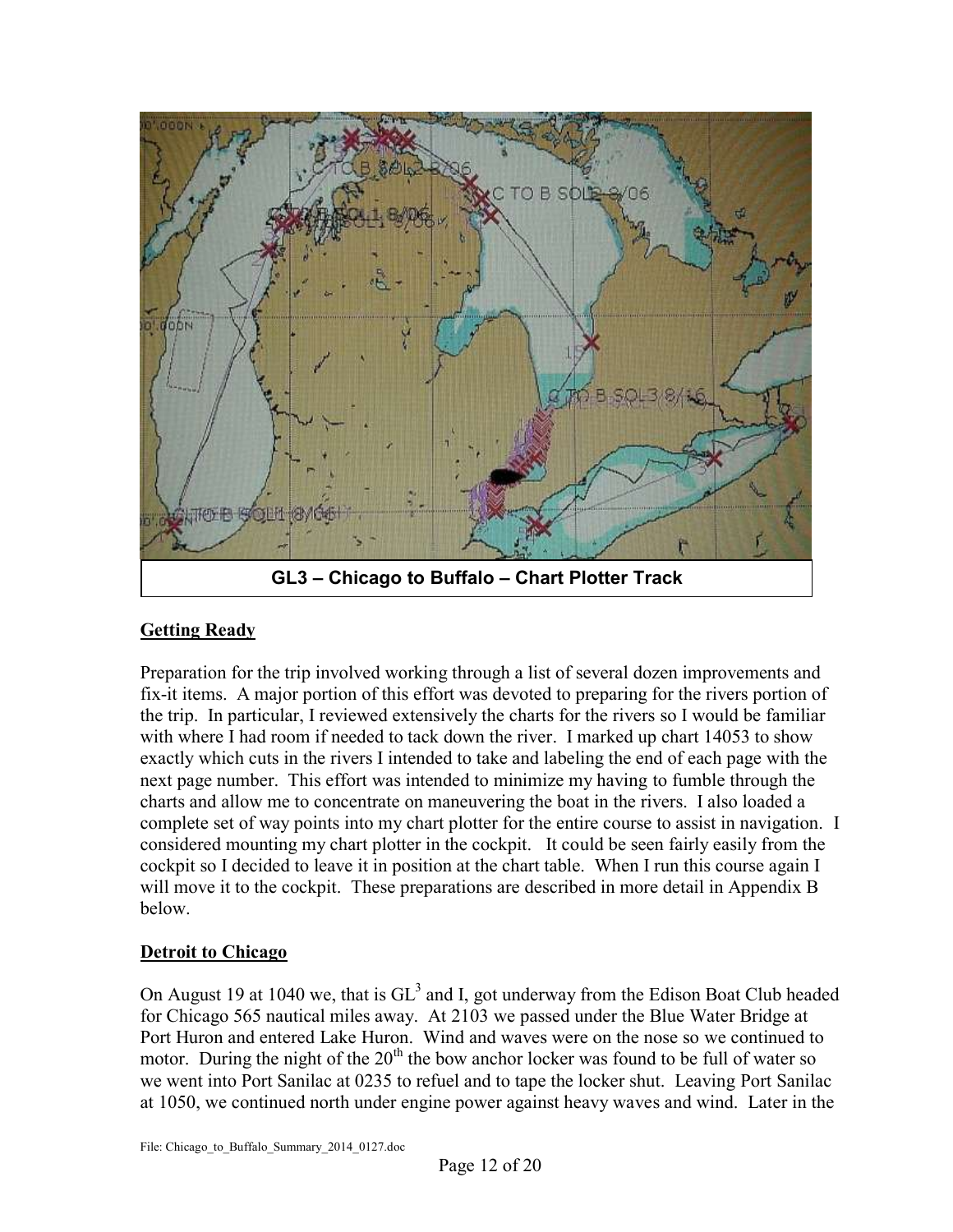GL3 – Chicago to Buffalo – Chart Plotter Track

## Getting Ready

Preparation for the trip involved working through a list of several dozen improvements and fix-it items. A major portion of this effort was devoted to preparing for the rivers portion of the trip. In particular, I reviewed extensively the charts for the rivers so I would be familiar with where I had room if needed to tack down the river. I marked up chart 14053 to show exactly which cuts in the rivers I intended to take and labeling the end of each page with the next page number. This effort was intended to minimize my having to fumble through the charts and allow me to concentrate on maneuvering the boat in the rivers. I also loaded a complete set of way points into my chart plotter for the entire course to assist in navigation. I considered mounting my chart plotter in the cockpit. It could be seen fairly easily from the cockpit so I decided to leave it in position at the chart table. When I run this course again I will move it to the cockpit. These preparations are described in more detail in Appendix B below.

## Detroit to Chicago

On August 19 at 1040 we, that is $GL^3$ and I, got underway from the Edison Boat Club headed for Chicago 565 nautical miles away. At 2103 we passed under the Blue Water Bridge at Port Huron and entered Lake Huron. Wind and waves were on the nose so we continued to motor. During the night of the $20^{th}$ the bow anchor locker was found to be full of water so we went into Port Sanilac at 0235 to refuel and to tape the locker shut. Leaving Port Sanilac at 1050, we continued north under engine power against heavy waves and wind. Later in the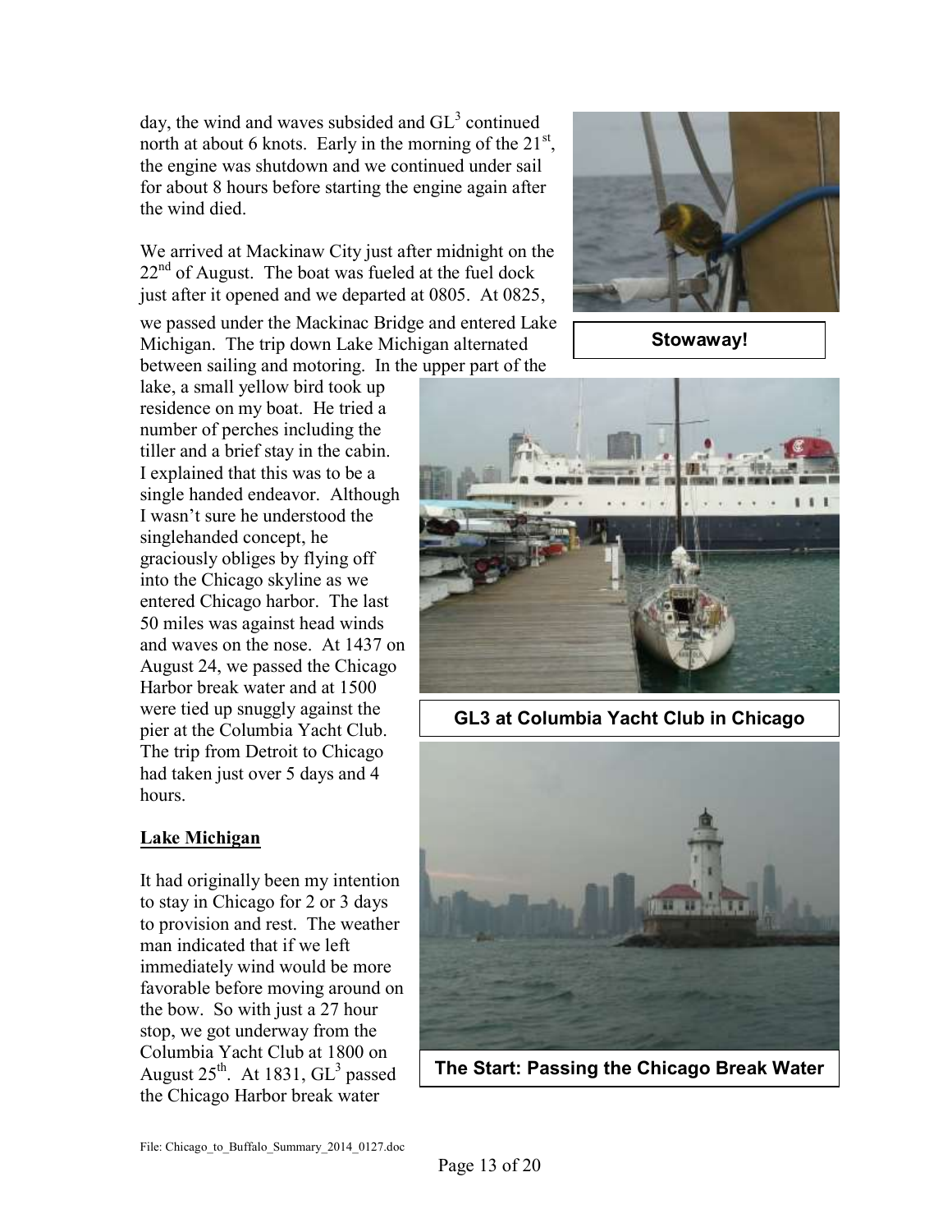day, the wind and waves subsided and $GL^3$ continued north at about 6 knots. Early in the morning of the 21st, the engine was shutdown and we continued under sail for about 8 hours before starting the engine again after the wind died.

We arrived at Mackinaw City just after midnight on the 22nd of August. The boat was fueled at the fuel dock just after it opened and we departed at 0805. At 0825, we passed under the Mackinac Bridge and entered Lake Michigan. The trip down Lake Michigan alternated between sailing and motoring. In the upper part of the lake, a small yellow bird took up residence on my boat. He tried a number of perches including the tiller and a brief stay in the cabin. I explained that this was to be a single handed endeavor. Although I wasn't sure he understood the singlehanded concept, he graciously obliges by flying off into the Chicago skyline as we entered Chicago harbor. The last 50 miles was against head winds and waves on the nose. At 1437 on August 24, we passed the Chicago Harbor break water and at 1500 were tied up snuggly against the pier at the Columbia Yacht Club. The trip from Detroit to Chicago had taken just over 5 days and 4 hours.

**Stowaway!**

**GL3 at Columbia Yacht Club in Chicago**

**The Start: Passing the Chicago Break Water**

## Lake Michigan

It had originally been my intention to stay in Chicago for 2 or 3 days to provision and rest. The weather man indicated that if we left immediately wind would be more favorable before moving around on the bow. So with just a 27 hour stop, we got underway from the Columbia Yacht Club at 1800 on August 25th. At 1831, $GL^3$ passed the Chicago Harbor break water

File: Chicago_to_Buffalo_Summary_2014_0127.doc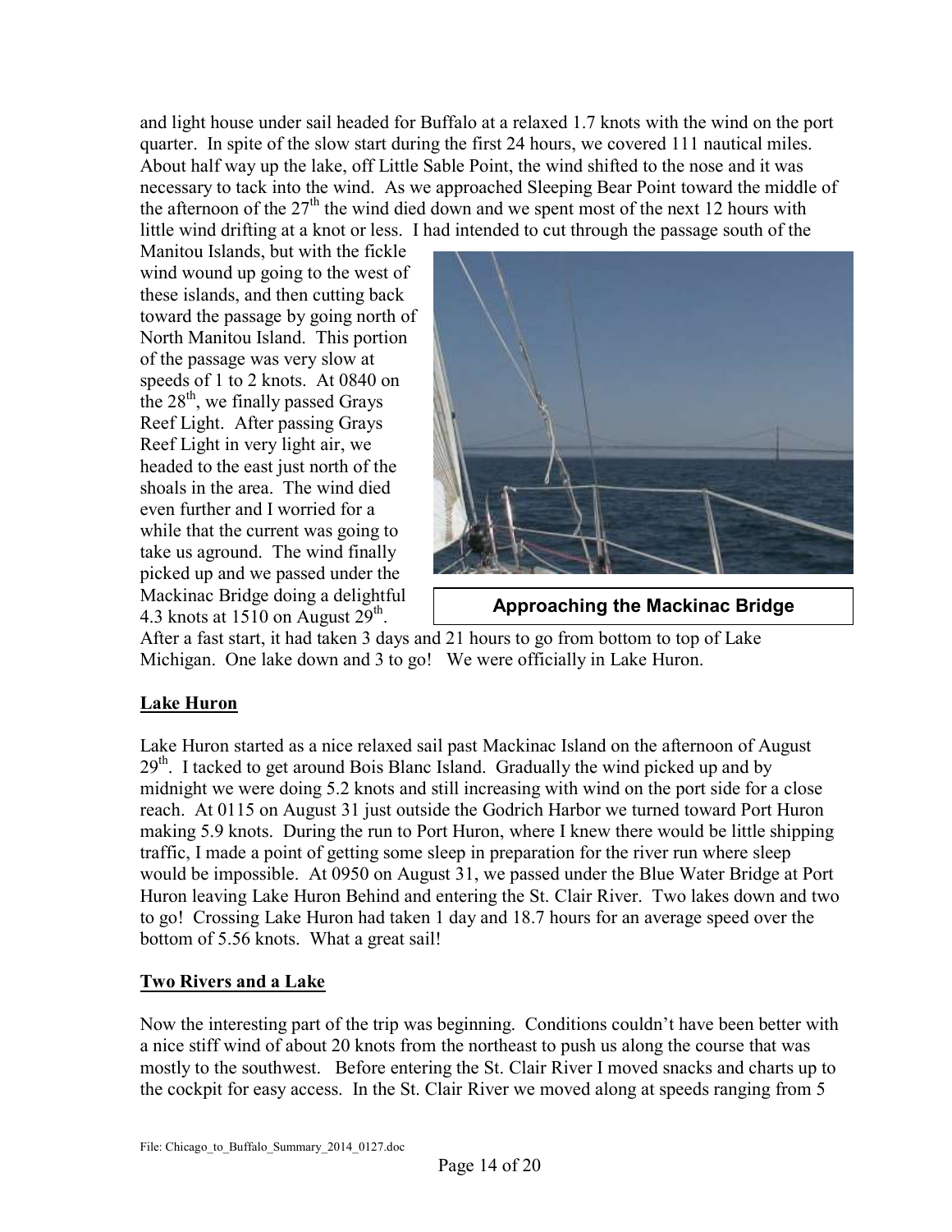and light house under sail headed for Buffalo at a relaxed 1.7 knots with the wind on the port quarter. In spite of the slow start during the first 24 hours, we covered 111 nautical miles. About half way up the lake, off Little Sable Point, the wind shifted to the nose and it was necessary to tack into the wind. As we approached Sleeping Bear Point toward the middle of the afternoon of the 27th the wind died down and we spent most of the next 12 hours with little wind drifting at a knot or less. I had intended to cut through the passage south of the Manitou Islands, but with the fickle wind wound up going to the west of these islands, and then cutting back toward the passage by going north of North Manitou Island. This portion of the passage was very slow at speeds of 1 to 2 knots. At 0840 on the 28th, we finally passed Grays Reef Light. After passing Grays Reef Light in very light air, we headed to the east just north of the shoals in the area. The wind died even further and I worried for a while that the current was going to take us aground. The wind finally picked up and we passed under the Mackinac Bridge doing a delightful 4.3 knots at 1510 on August 29th. After a fast start, it had taken 3 days and 21 hours to go from bottom to top of Lake Michigan. One lake down and 3 to go! We were officially in Lake Huron.

**Approaching the Mackinac Bridge**

## Lake Huron

Lake Huron started as a nice relaxed sail past Mackinac Island on the afternoon of August 29th. I tacked to get around Bois Blanc Island. Gradually the wind picked up and by midnight we were doing 5.2 knots and still increasing with wind on the port side for a close reach. At 0115 on August 31 just outside the Godrich Harbor we turned toward Port Huron making 5.9 knots. During the run to Port Huron, where I knew there would be little shipping traffic, I made a point of getting some sleep in preparation for the river run where sleep would be impossible. At 0950 on August 31, we passed under the Blue Water Bridge at Port Huron leaving Lake Huron Behind and entering the St. Clair River. Two lakes down and two to go! Crossing Lake Huron had taken 1 day and 18.7 hours for an average speed over the bottom of 5.56 knots. What a great sail!

## Two Rivers and a Lake

Now the interesting part of the trip was beginning. Conditions couldn't have been better with a nice stiff wind of about 20 knots from the northeast to push us along the course that was mostly to the southwest. Before entering the St. Clair River I moved snacks and charts up to the cockpit for easy access. In the St. Clair River we moved along at speeds ranging from 5

File: Chicago_to_Buffalo_Summary_2014_0127.doc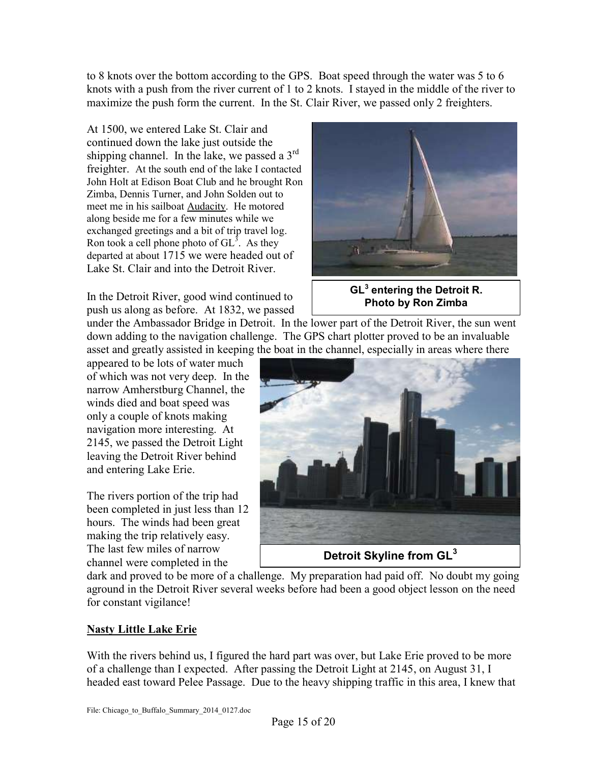to 8 knots over the bottom according to the GPS. Boat speed through the water was 5 to 6 knots with a push from the river current of 1 to 2 knots. I stayed in the middle of the river to maximize the push form the current. In the St. Clair River, we passed only 2 freighters.

At 1500, we entered Lake St. Clair and continued down the lake just outside the shipping channel. In the lake, we passed a 3rd freighter. At the south end of the lake I contacted John Holt at Edison Boat Club and he brought Ron Zimba, Dennis Turner, and John Solden out to meet me in his sailboat Audacity. He motored along beside me for a few minutes while we exchanged greetings and a bit of trip travel log. Ron took a cell phone photo of $GL^3$. As they departed at about 1715 we were headed out of Lake St. Clair and into the Detroit River.

**$GL^3$ entering the Detroit R. Photo by Ron Zimba**

In the Detroit River, good wind continued to push us along as before. At 1832, we passed under the Ambassador Bridge in Detroit. In the lower part of the Detroit River, the sun went down adding to the navigation challenge. The GPS chart plotter proved to be an invaluable asset and greatly assisted in keeping the boat in the channel, especially in areas where there appeared to be lots of water much of which was not very deep. In the narrow Amherstburg Channel, the winds died and boat speed was only a couple of knots making navigation more interesting. At 2145, we passed the Detroit Light leaving the Detroit River behind and entering Lake Erie.

**Detroit Skyline from $GL^3$**

The rivers portion of the trip had been completed in just less than 12 hours. The winds had been great making the trip relatively easy. The last few miles of narrow channel were completed in the dark and proved to be more of a challenge. My preparation had paid off. No doubt my going aground in the Detroit River several weeks before had been a good object lesson on the need for constant vigilance!

## Nasty Little Lake Erie

With the rivers behind us, I figured the hard part was over, but Lake Erie proved to be more of a challenge than I expected. After passing the Detroit Light at 2145, on August 31, I headed east toward Pelee Passage. Due to the heavy shipping traffic in this area, I knew that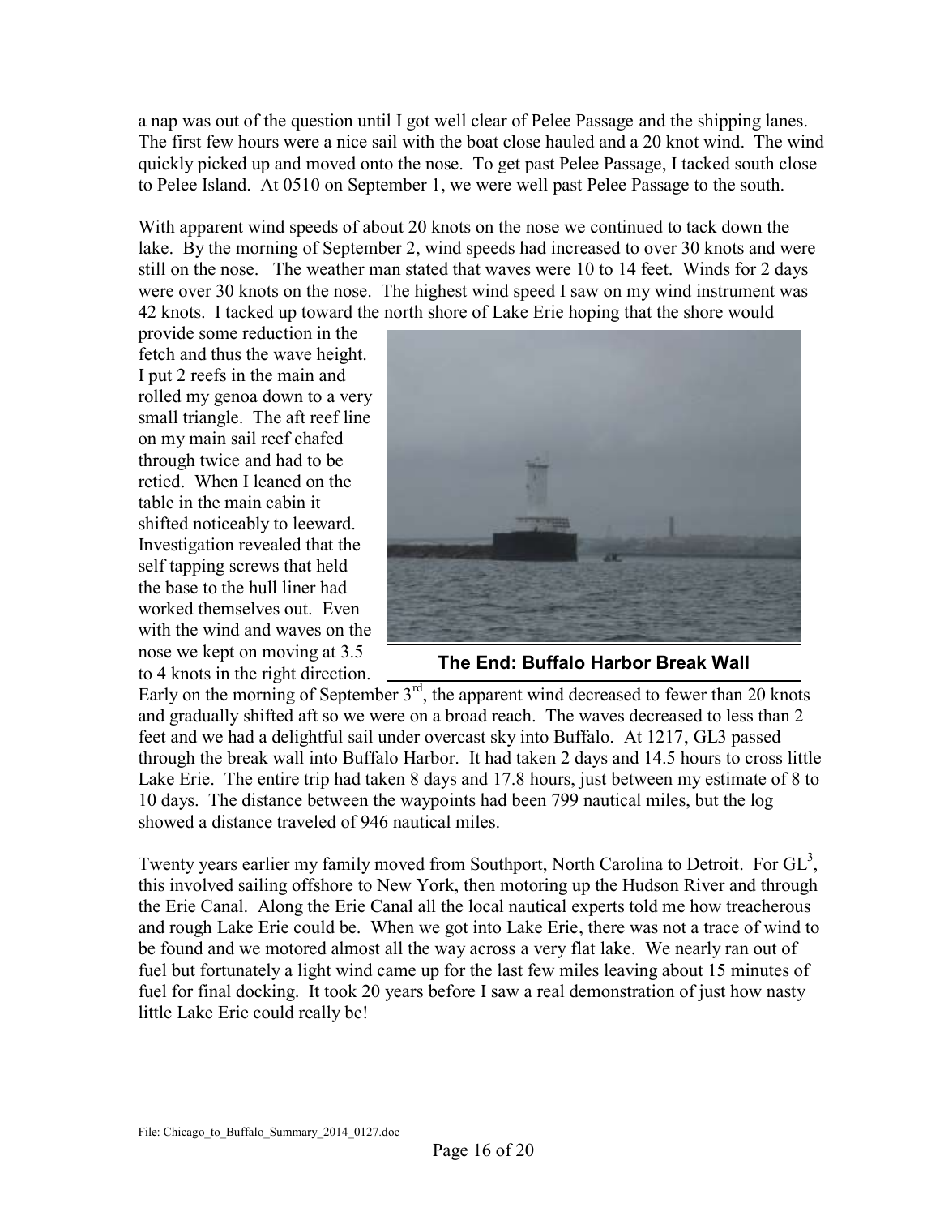a nap was out of the question until I got well clear of Pelee Passage and the shipping lanes. The first few hours were a nice sail with the boat close hauled and a 20 knot wind. The wind quickly picked up and moved onto the nose. To get past Pelee Passage, I tacked south close to Pelee Island. At 0510 on September 1, we were well past Pelee Passage to the south.

With apparent wind speeds of about 20 knots on the nose we continued to tack down the lake. By the morning of September 2, wind speeds had increased to over 30 knots and were still on the nose. The weather man stated that waves were 10 to 14 feet. Winds for 2 days were over 30 knots on the nose. The highest wind speed I saw on my wind instrument was 42 knots. I tacked up toward the north shore of Lake Erie hoping that the shore would provide some reduction in the fetch and thus the wave height. I put 2 reefs in the main and rolled my genoa down to a very small triangle. The aft reef line on my main sail reef chafed through twice and had to be retied. When I leaned on the table in the main cabin it shifted noticeably to leeward. Investigation revealed that the self tapping screws that held the base to the hull liner had worked themselves out. Even with the wind and waves on the nose we kept on moving at 3.5 to 4 knots in the right direction.

**The End: Buffalo Harbor Break Wall**

Early on the morning of September 3rd, the apparent wind decreased to fewer than 20 knots and gradually shifted aft so we were on a broad reach. The waves decreased to less than 2 feet and we had a delightful sail under overcast sky into Buffalo. At 1217, GL3 passed through the break wall into Buffalo Harbor. It had taken 2 days and 14.5 hours to cross little Lake Erie. The entire trip had taken 8 days and 17.8 hours, just between my estimate of 8 to 10 days. The distance between the waypoints had been 799 nautical miles, but the log showed a distance traveled of 946 nautical miles.

Twenty years earlier my family moved from Southport, North Carolina to Detroit. For $GL^3$, this involved sailing offshore to New York, then motoring up the Hudson River and through the Erie Canal. Along the Erie Canal all the local nautical experts told me how treacherous and rough Lake Erie could be. When we got into Lake Erie, there was not a trace of wind to be found and we motored almost all the way across a very flat lake. We nearly ran out of fuel but fortunately a light wind came up for the last few miles leaving about 15 minutes of fuel for final docking. It took 20 years before I saw a real demonstration of just how nasty little Lake Erie could really be!

File: Chicago_to_Buffalo_Summary_2014_0127.doc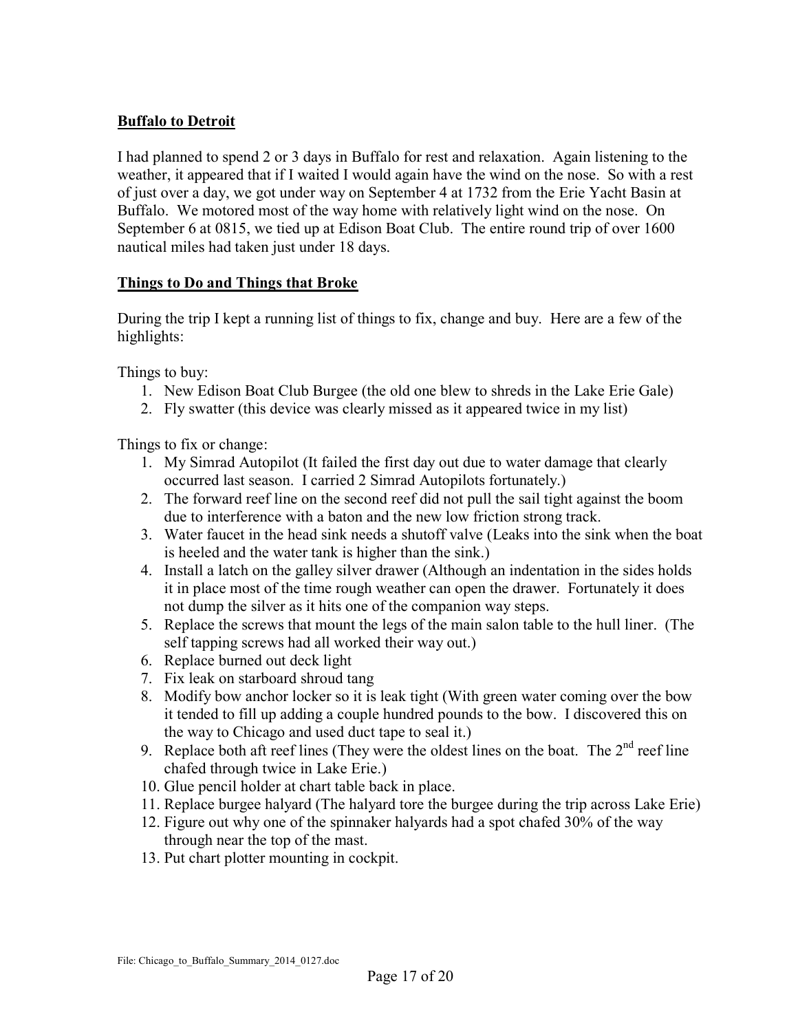## Buffalo to Detroit

I had planned to spend 2 or 3 days in Buffalo for rest and relaxation. Again listening to the weather, it appeared that if I waited I would again have the wind on the nose. So with a rest of just over a day, we got under way on September 4 at 1732 from the Erie Yacht Basin at Buffalo. We motored most of the way home with relatively light wind on the nose. On September 6 at 0815, we tied up at Edison Boat Club. The entire round trip of over 1600 nautical miles had taken just under 18 days.

## Things to Do and Things that Broke

During the trip I kept a running list of things to fix, change and buy. Here are a few of the highlights:

Things to buy:

1. New Edison Boat Club Burgee (the old one blew to shreds in the Lake Erie Gale)
2. Fly swatter (this device was clearly missed as it appeared twice in my list)

Things to fix or change:

1. My Simrad Autopilot (It failed the first day out due to water damage that clearly occurred last season. I carried 2 Simrad Autopilots fortunately.)
2. The forward reef line on the second reef did not pull the sail tight against the boom due to interference with a baton and the new low friction strong track.
3. Water faucet in the head sink needs a shutoff valve (Leaks into the sink when the boat is heeled and the water tank is higher than the sink.)
4. Install a latch on the galley silver drawer (Although an indentation in the sides holds it in place most of the time rough weather can open the drawer. Fortunately it does not dump the silver as it hits one of the companion way steps.
5. Replace the screws that mount the legs of the main salon table to the hull liner. (The self tapping screws had all worked their way out.)
6. Replace burned out deck light
7. Fix leak on starboard shroud tang
8. Modify bow anchor locker so it is leak tight (With green water coming over the bow it tended to fill up adding a couple hundred pounds to the bow. I discovered this on the way to Chicago and used duct tape to seal it.)
9. Replace both aft reef lines (They were the oldest lines on the boat. The 2nd reef line chafed through twice in Lake Erie.)
10. Glue pencil holder at chart table back in place.
11. Replace burgee halyard (The halyard tore the burgee during the trip across Lake Erie)
12. Figure out why one of the spinnaker halyards had a spot chafed 30% of the way through near the top of the mast.
13. Put chart plotter mounting in cockpit.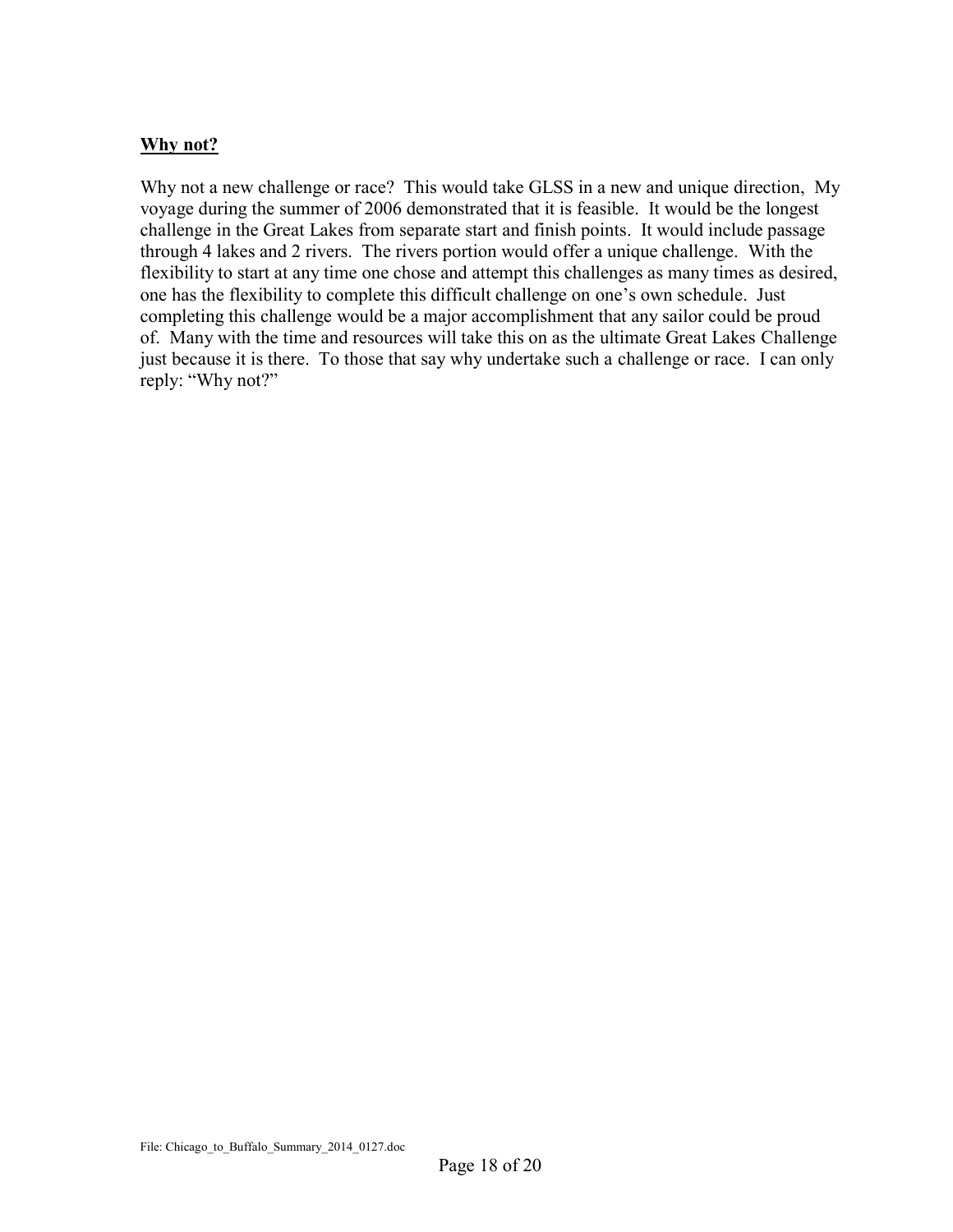**Why not?**

Why not a new challenge or race? This would take GLSS in a new and unique direction, My voyage during the summer of 2006 demonstrated that it is feasible. It would be the longest challenge in the Great Lakes from separate start and finish points. It would include passage through 4 lakes and 2 rivers. The rivers portion would offer a unique challenge. With the flexibility to start at any time one chose and attempt this challenges as many times as desired, one has the flexibility to complete this difficult challenge on one's own schedule. Just completing this challenge would be a major accomplishment that any sailor could be proud of. Many with the time and resources will take this on as the ultimate Great Lakes Challenge just because it is there. To those that say why undertake such a challenge or race. I can only reply: "Why not?"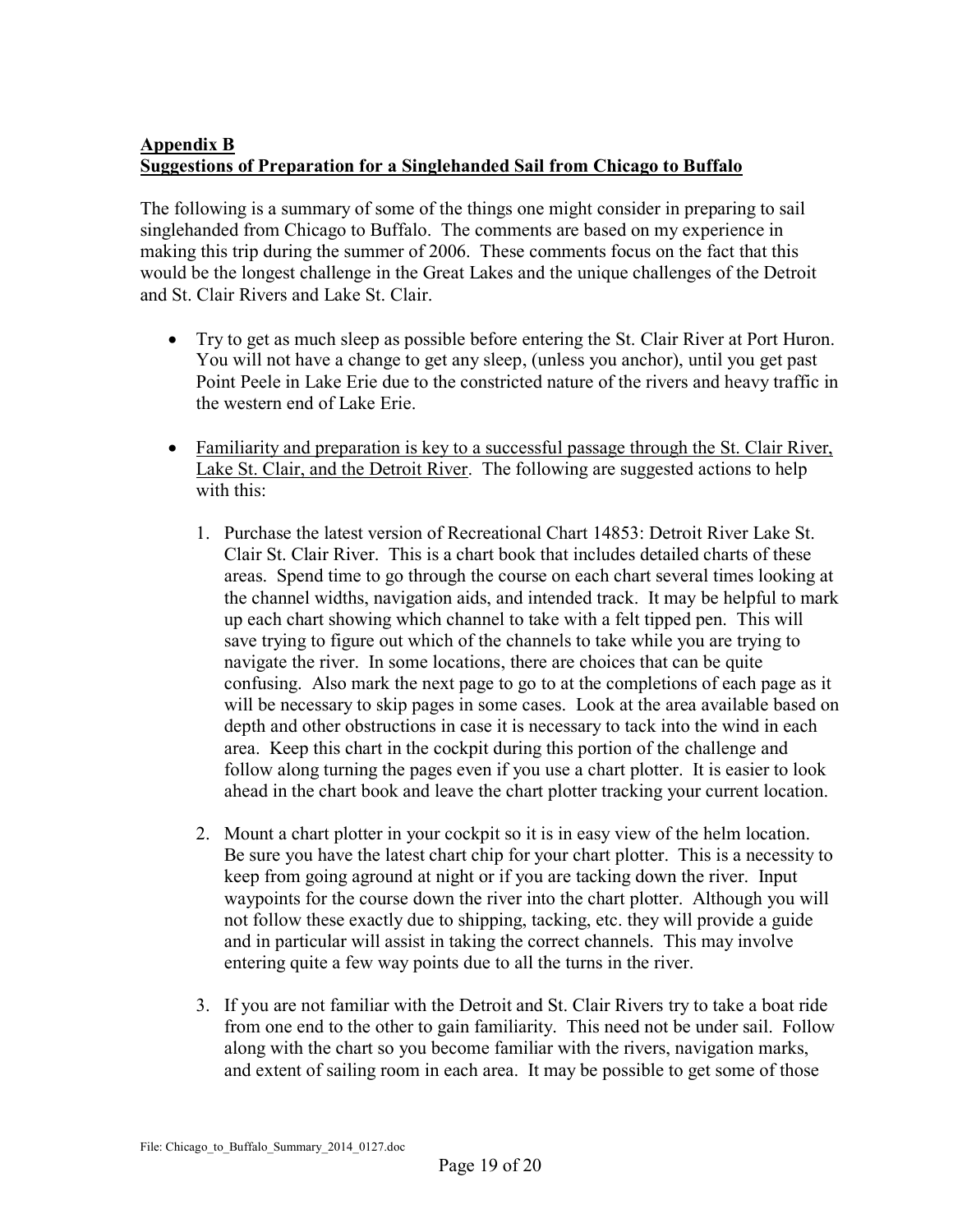**Appendix B**
**Suggestions of Preparation for a Singlehanded Sail from Chicago to Buffalo**

The following is a summary of some of the things one might consider in preparing to sail singlehanded from Chicago to Buffalo. The comments are based on my experience in making this trip during the summer of 2006. These comments focus on the fact that this would be the longest challenge in the Great Lakes and the unique challenges of the Detroit and St. Clair Rivers and Lake St. Clair.

- Try to get as much sleep as possible before entering the St. Clair River at Port Huron. You will not have a change to get any sleep, (unless you anchor), until you get past Point Peele in Lake Erie due to the constricted nature of the rivers and heavy traffic in the western end of Lake Erie.

- Familiarity and preparation is key to a successful passage through the St. Clair River, Lake St. Clair, and the Detroit River. The following are suggested actions to help with this:

    1. Purchase the latest version of Recreational Chart 14853: Detroit River Lake St. Clair St. Clair River. This is a chart book that includes detailed charts of these areas. Spend time to go through the course on each chart several times looking at the channel widths, navigation aids, and intended track. It may be helpful to mark up each chart showing which channel to take with a felt tipped pen. This will save trying to figure out which of the channels to take while you are trying to navigate the river. In some locations, there are choices that can be quite confusing. Also mark the next page to go to at the completions of each page as it will be necessary to skip pages in some cases. Look at the area available based on depth and other obstructions in case it is necessary to tack into the wind in each area. Keep this chart in the cockpit during this portion of the challenge and follow along turning the pages even if you use a chart plotter. It is easier to look ahead in the chart book and leave the chart plotter tracking your current location.

    2. Mount a chart plotter in your cockpit so it is in easy view of the helm location. Be sure you have the latest chart chip for your chart plotter. This is a necessity to keep from going aground at night or if you are tacking down the river. Input waypoints for the course down the river into the chart plotter. Although you will not follow these exactly due to shipping, tacking, etc. they will provide a guide and in particular will assist in taking the correct channels. This may involve entering quite a few way points due to all the turns in the river.

    3. If you are not familiar with the Detroit and St. Clair Rivers try to take a boat ride from one end to the other to gain familiarity. This need not be under sail. Follow along with the chart so you become familiar with the rivers, navigation marks, and extent of sailing room in each area. It may be possible to get some of those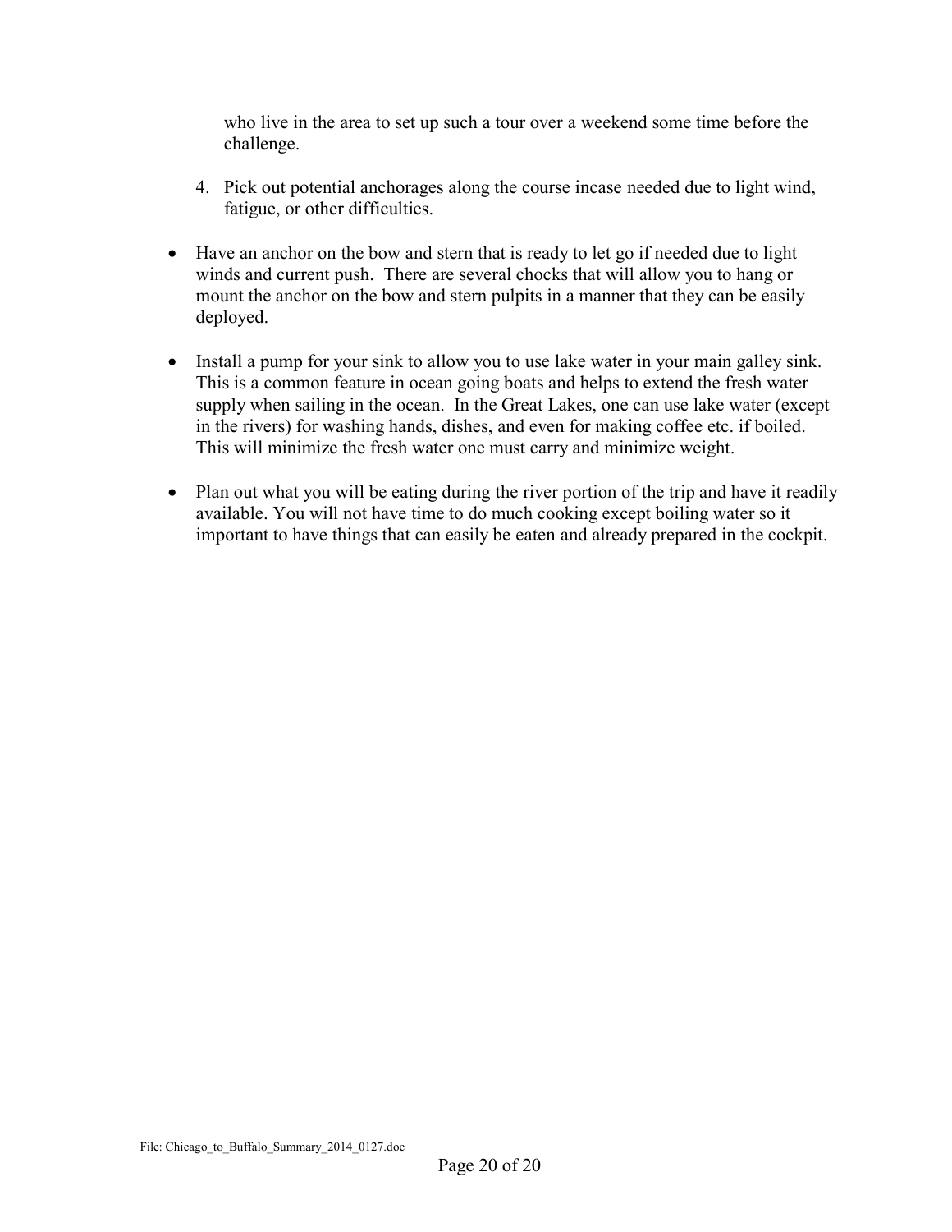who live in the area to set up such a tour over a weekend some time before the challenge.

4. Pick out potential anchorages along the course incase needed due to light wind, fatigue, or other difficulties.

- Have an anchor on the bow and stern that is ready to let go if needed due to light winds and current push. There are several chocks that will allow you to hang or mount the anchor on the bow and stern pulpits in a manner that they can be easily deployed.

- Install a pump for your sink to allow you to use lake water in your main galley sink. This is a common feature in ocean going boats and helps to extend the fresh water supply when sailing in the ocean. In the Great Lakes, one can use lake water (except in the rivers) for washing hands, dishes, and even for making coffee etc. if boiled. This will minimize the fresh water one must carry and minimize weight.

- Plan out what you will be eating during the river portion of the trip and have it readily available. You will not have time to do much cooking except boiling water so it important to have things that can easily be eaten and already prepared in the cockpit.